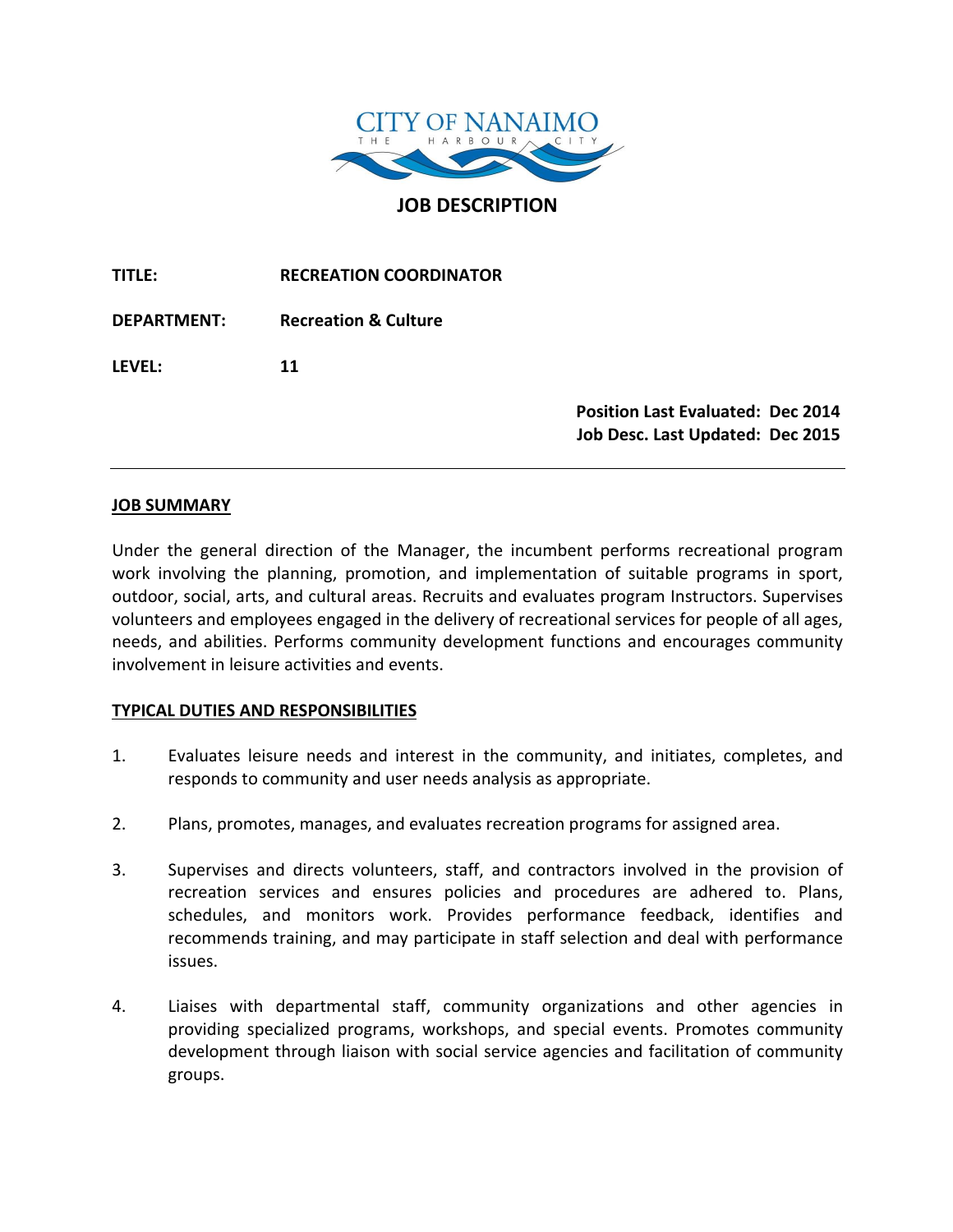CITY OF NANAIMO
THE HARBOUR CITY

# JOB DESCRIPTION

**TITLE:** **RECREATION COORDINATOR**

**DEPARTMENT:** **Recreation & Culture**

**LEVEL:** **11**

**Position Last Evaluated: Dec 2014**
**Job Desc. Last Updated: Dec 2015**

---

## JOB SUMMARY

Under the general direction of the Manager, the incumbent performs recreational program work involving the planning, promotion, and implementation of suitable programs in sport, outdoor, social, arts, and cultural areas. Recruits and evaluates program Instructors. Supervises volunteers and employees engaged in the delivery of recreational services for people of all ages, needs, and abilities. Performs community development functions and encourages community involvement in leisure activities and events.

## TYPICAL DUTIES AND RESPONSIBILITIES

1. Evaluates leisure needs and interest in the community, and initiates, completes, and responds to community and user needs analysis as appropriate.

2. Plans, promotes, manages, and evaluates recreation programs for assigned area.

3. Supervises and directs volunteers, staff, and contractors involved in the provision of recreation services and ensures policies and procedures are adhered to. Plans, schedules, and monitors work. Provides performance feedback, identifies and recommends training, and may participate in staff selection and deal with performance issues.

4. Liaises with departmental staff, community organizations and other agencies in providing specialized programs, workshops, and special events. Promotes community development through liaison with social service agencies and facilitation of community groups.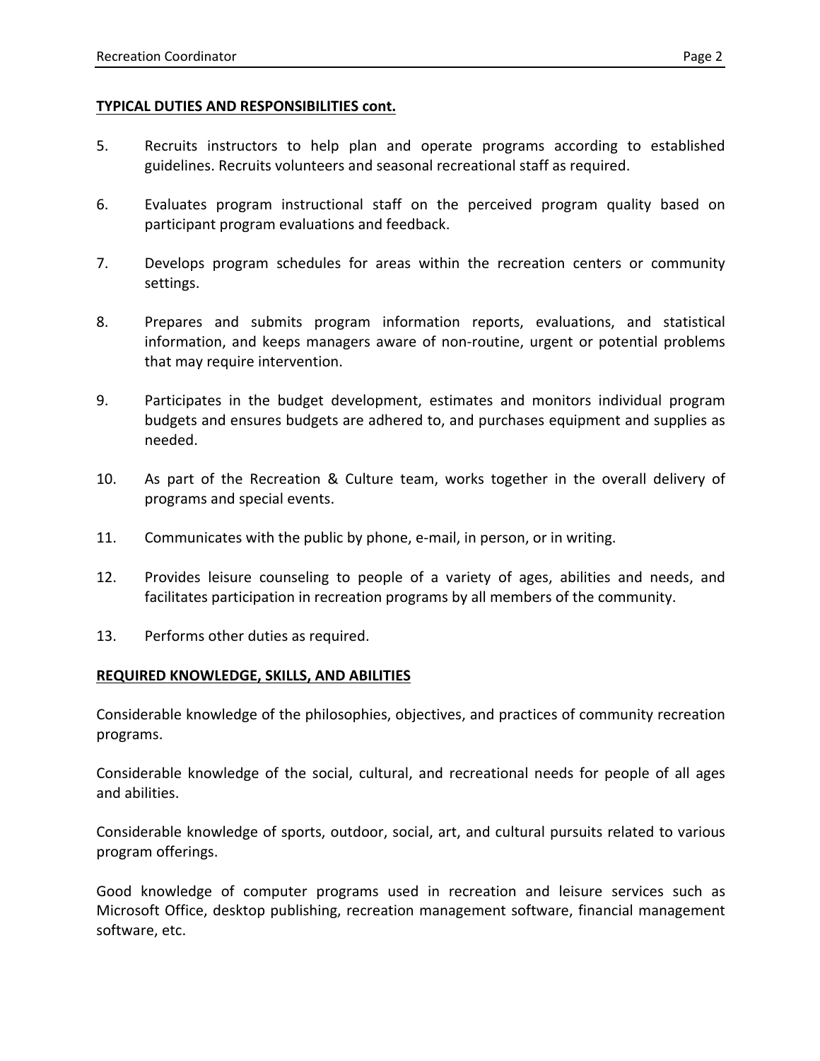**TYPICAL DUTIES AND RESPONSIBILITIES cont.**

5. Recruits instructors to help plan and operate programs according to established guidelines. Recruits volunteers and seasonal recreational staff as required.

6. Evaluates program instructional staff on the perceived program quality based on participant program evaluations and feedback.

7. Develops program schedules for areas within the recreation centers or community settings.

8. Prepares and submits program information reports, evaluations, and statistical information, and keeps managers aware of non-routine, urgent or potential problems that may require intervention.

9. Participates in the budget development, estimates and monitors individual program budgets and ensures budgets are adhered to, and purchases equipment and supplies as needed.

10. As part of the Recreation & Culture team, works together in the overall delivery of programs and special events.

11. Communicates with the public by phone, e-mail, in person, or in writing.

12. Provides leisure counseling to people of a variety of ages, abilities and needs, and facilitates participation in recreation programs by all members of the community.

13. Performs other duties as required.

**REQUIRED KNOWLEDGE, SKILLS, AND ABILITIES**

Considerable knowledge of the philosophies, objectives, and practices of community recreation programs.

Considerable knowledge of the social, cultural, and recreational needs for people of all ages and abilities.

Considerable knowledge of sports, outdoor, social, art, and cultural pursuits related to various program offerings.

Good knowledge of computer programs used in recreation and leisure services such as Microsoft Office, desktop publishing, recreation management software, financial management software, etc.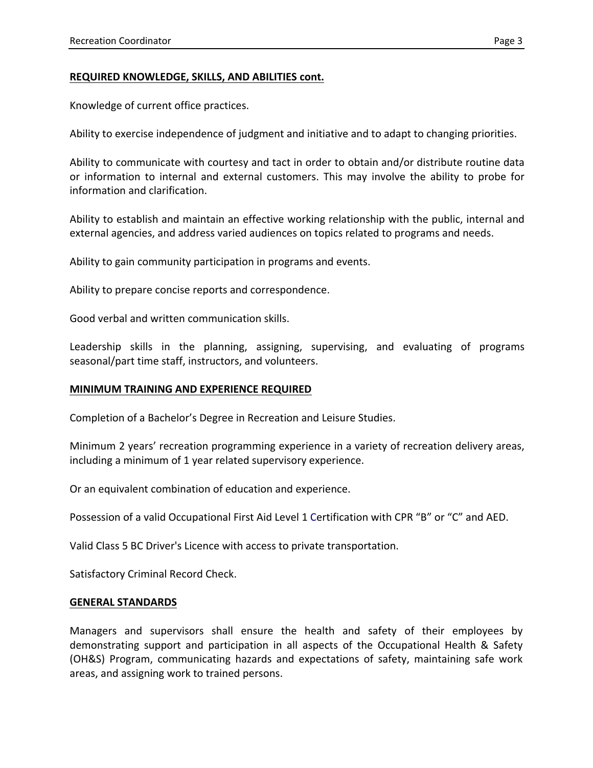**REQUIRED KNOWLEDGE, SKILLS, AND ABILITIES cont.**

Knowledge of current office practices.

Ability to exercise independence of judgment and initiative and to adapt to changing priorities.

Ability to communicate with courtesy and tact in order to obtain and/or distribute routine data or information to internal and external customers. This may involve the ability to probe for information and clarification.

Ability to establish and maintain an effective working relationship with the public, internal and external agencies, and address varied audiences on topics related to programs and needs.

Ability to gain community participation in programs and events.

Ability to prepare concise reports and correspondence.

Good verbal and written communication skills.

Leadership skills in the planning, assigning, supervising, and evaluating of programs seasonal/part time staff, instructors, and volunteers.

**MINIMUM TRAINING AND EXPERIENCE REQUIRED**

Completion of a Bachelor's Degree in Recreation and Leisure Studies.

Minimum 2 years' recreation programming experience in a variety of recreation delivery areas, including a minimum of 1 year related supervisory experience.

Or an equivalent combination of education and experience.

Possession of a valid Occupational First Aid Level 1 Certification with CPR "B" or "C" and AED.

Valid Class 5 BC Driver's Licence with access to private transportation.

Satisfactory Criminal Record Check.

**GENERAL STANDARDS**

Managers and supervisors shall ensure the health and safety of their employees by demonstrating support and participation in all aspects of the Occupational Health & Safety (OH&S) Program, communicating hazards and expectations of safety, maintaining safe work areas, and assigning work to trained persons.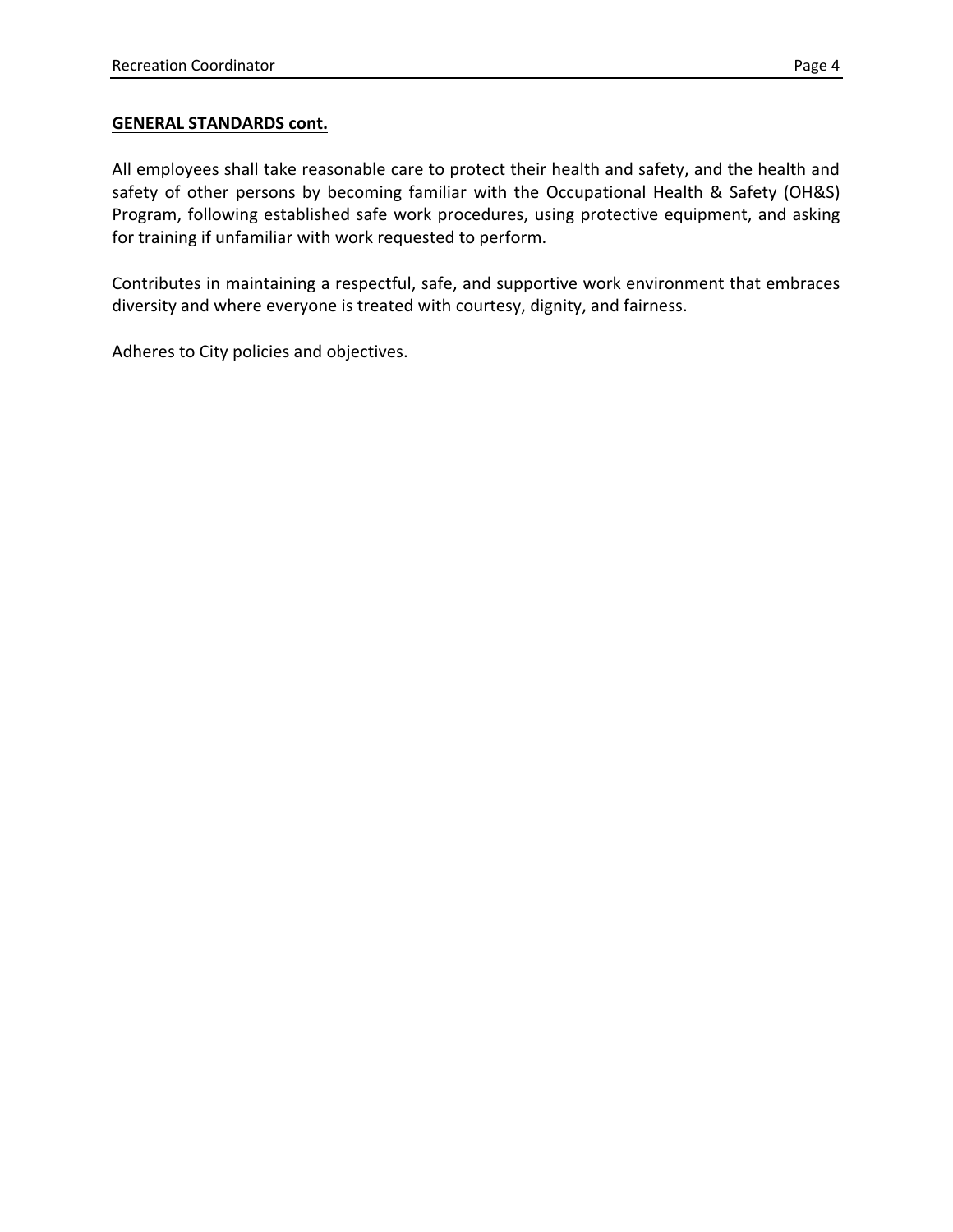**GENERAL STANDARDS cont.**

All employees shall take reasonable care to protect their health and safety, and the health and safety of other persons by becoming familiar with the Occupational Health & Safety (OH&S) Program, following established safe work procedures, using protective equipment, and asking for training if unfamiliar with work requested to perform.

Contributes in maintaining a respectful, safe, and supportive work environment that embraces diversity and where everyone is treated with courtesy, dignity, and fairness.

Adheres to City policies and objectives.